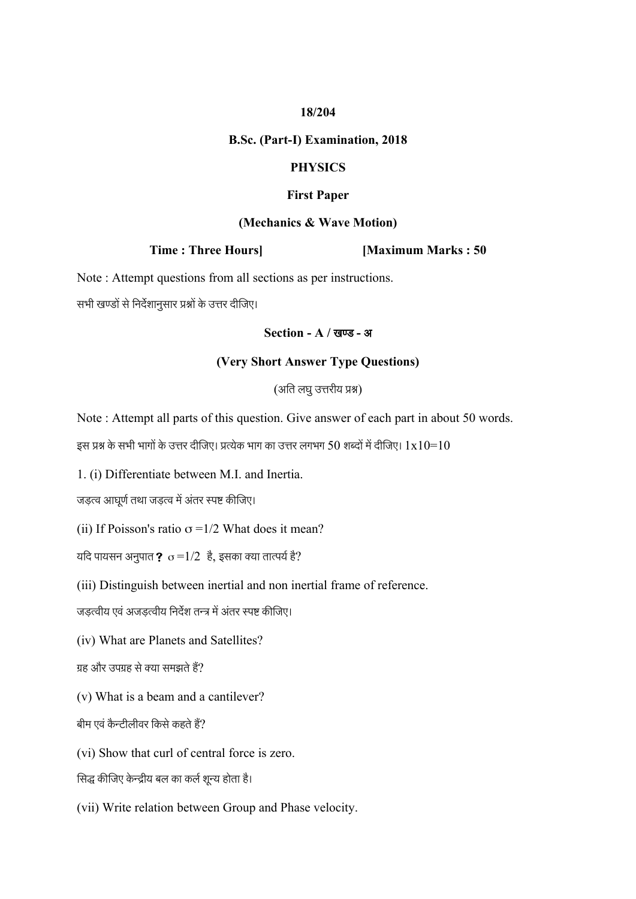**18/204**

**B.Sc. (Part-I) Examination, 2018**

**PHYSICS**

**First Paper**

**(Mechanics & Wave Motion)**

**Time : Three Hours] [Maximum Marks : 50**

Note : Attempt questions from all sections as per instructions.

सभी खण्डों से निर्देशानुसार प्रश्नों के उत्तर दीजिए।

**Section - A / खण्ड - अ**

**(Very Short Answer Type Questions)**

(अति लघु उत्तरीय प्रश्न)

Note : Attempt all parts of this question. Give answer of each part in about 50 words.

इस प्रश्न के सभी भागों के उत्तर दीजिए। प्रत्येक भाग का उत्तर लगभग 50 शब्दों में दीजिए। 1x10=10

1. (i) Differentiate between M.I. and Inertia.

जड़त्व आघूर्ण तथा जड़त्व में अंतर स्पष्ट कीजिए।

(ii) If Poisson's ratio $\sigma = 1/2$ What does it mean?

यदि पायसन अनुपात **?** $\sigma = 1/2$ है, इसका क्या तात्पर्य है?

(iii) Distinguish between inertial and non inertial frame of reference.

जड़त्वीय एवं अजड़त्वीय निर्देश तन्त्र में अंतर स्पष्ट कीजिए।

(iv) What are Planets and Satellites?

ग्रह और उपग्रह से क्या समझते हैं?

(v) What is a beam and a cantilever?

बीम एवं कैन्टीलीवर किसे कहते हैं?

(vi) Show that curl of central force is zero.

सिद्ध कीजिए केन्द्रीय बल का कर्ल शून्य होता है।

(vii) Write relation between Group and Phase velocity.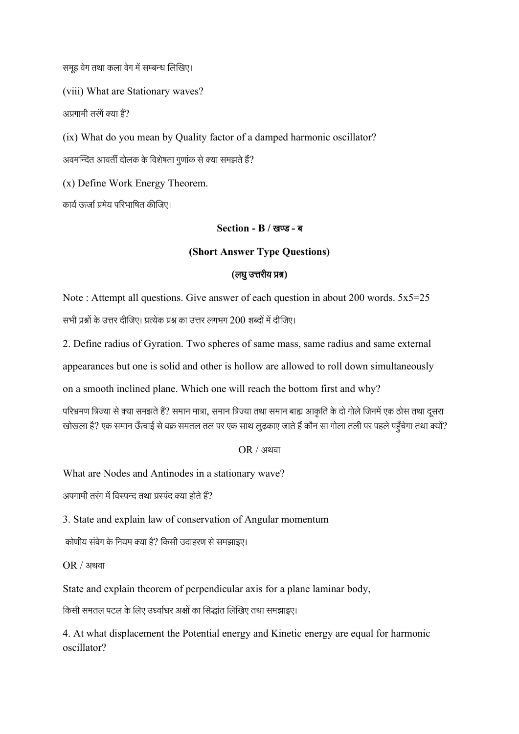समूह वेग तथा कला वेग में सम्बन्ध लिखिए।

(viii) What are Stationary waves?

अप्रगामी तरंगें क्या हैं?

(ix) What do you mean by Quality factor of a damped harmonic oscillator?

अवमन्दित आवर्ती दोलक के विशेषता गुणांक से क्या समझते हैं?

(x) Define Work Energy Theorem.

कार्य ऊर्जा प्रमेय परिभाषित कीजिए।

## Section - B / खण्ड - ब

### (Short Answer Type Questions)

### (लघु उत्तरीय प्रश्न)

Note : Attempt all questions. Give answer of each question in about 200 words. 5x5=25

सभी प्रश्नों के उत्तर दीजिए। प्रत्येक प्रश्न का उत्तर लगभग 200 शब्दों में दीजिए।

2. Define radius of Gyration. Two spheres of same mass, same radius and same external appearances but one is solid and other is hollow are allowed to roll down simultaneously on a smooth inclined plane. Which one will reach the bottom first and why?

परिभ्रमण त्रिज्या से क्या समझते हैं? समान मात्रा, समान त्रिज्या तथा समान बाह्य आकृति के दो गोले जिनमें एक ठोस तथा दूसरा खोखला है? एक समान ऊँचाई से वक्र समतल तल पर एक साथ लुढ़काए जाते हैं कौन सा गोला तली पर पहले पहुँचेगा तथा क्यों?

OR / अथवा

What are Nodes and Antinodes in a stationary wave?

अपगामी तरंग में विस्पन्द तथा प्रस्पंद क्या होते हैं?

3. State and explain law of conservation of Angular momentum

कोणीय संवेग के नियम क्या है? किसी उदाहरण से समझाइए।

OR / अथवा

State and explain theorem of perpendicular axis for a plane laminar body,

किसी समतल पटल के लिए उर्ध्वाधर अक्षों का सिद्धांत लिखिए तथा समझाइए।

4. At what displacement the Potential energy and Kinetic energy are equal for harmonic oscillator?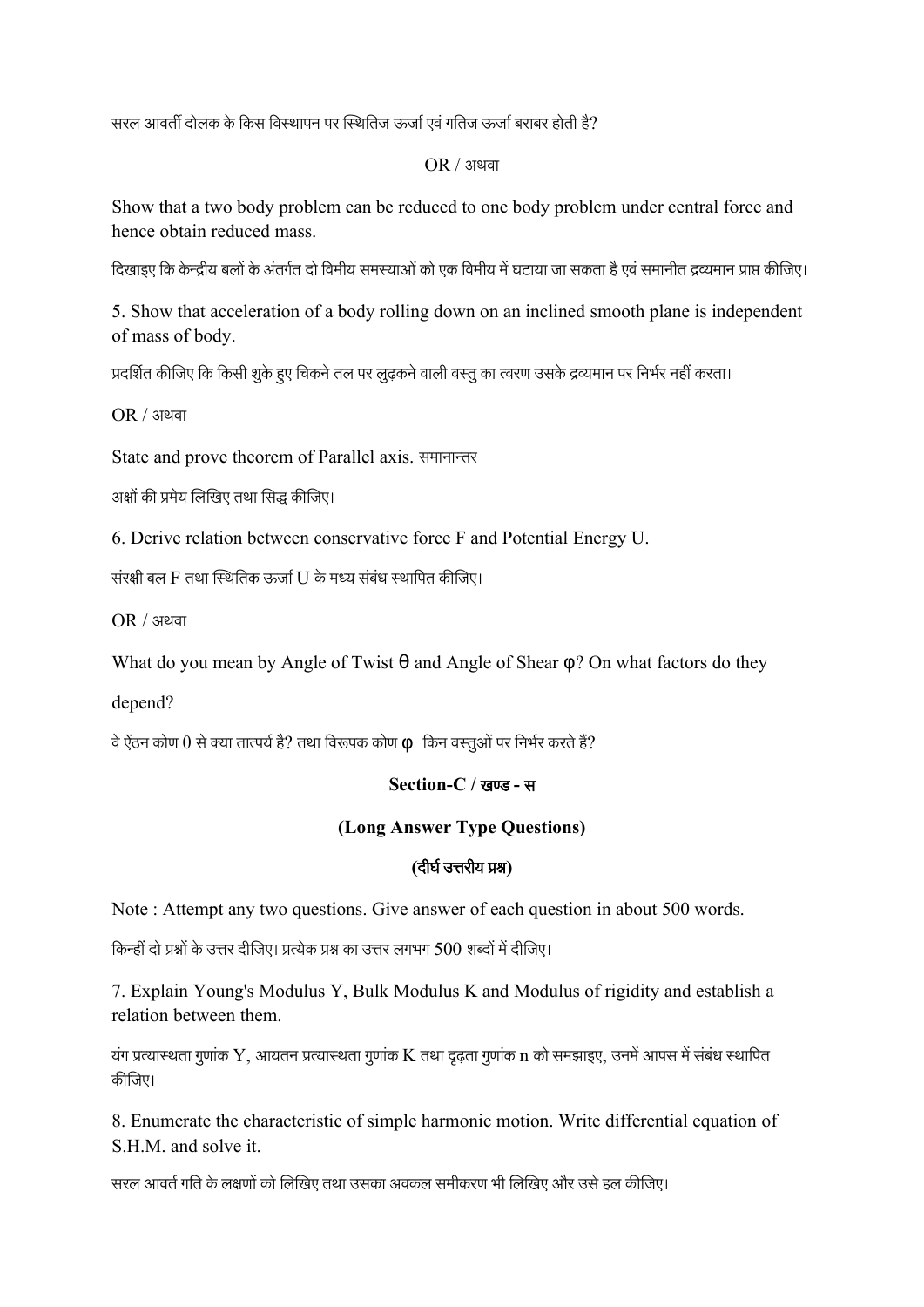सरल आवर्ती दोलक के किस विस्थापन पर स्थितिज ऊर्जा एवं गतिज ऊर्जा बराबर होती है?

OR / अथवा

Show that a two body problem can be reduced to one body problem under central force and hence obtain reduced mass.

दिखाइए कि केन्द्रीय बलों के अंतर्गत दो विमीय समस्याओं को एक विमीय में घटाया जा सकता है एवं समानीत द्रव्यमान प्राप्त कीजिए।

5. Show that acceleration of a body rolling down on an inclined smooth plane is independent of mass of body.

प्रदर्शित कीजिए कि किसी शुके हुए चिकने तल पर लुढ़कने वाली वस्तु का त्वरण उसके द्रव्यमान पर निर्भर नहीं करता।

OR / अथवा

State and prove theorem of Parallel axis. समानान्तर अक्षों की प्रमेय लिखिए तथा सिद्ध कीजिए।

6. Derive relation between conservative force F and Potential Energy U.

संरक्षी बल F तथा स्थितिक ऊर्जा U के मध्य संबंध स्थापित कीजिए।

OR / अथवा

What do you mean by Angle of Twist $\theta$ and Angle of Shear $\varphi$? On what factors do they depend?

वे ऐंठन कोण $\theta$ से क्या तात्पर्य है? तथा विरूपक कोण $\varphi$ किन वस्तुओं पर निर्भर करते हैं?

## Section-C / खण्ड - स

### (Long Answer Type Questions)

### (दीर्घ उत्तरीय प्रश्न)

Note : Attempt any two questions. Give answer of each question in about 500 words.

किन्हीं दो प्रश्नों के उत्तर दीजिए। प्रत्येक प्रश्न का उत्तर लगभग 500 शब्दों में दीजिए।

7. Explain Young's Modulus Y, Bulk Modulus K and Modulus of rigidity and establish a relation between them.

यंग प्रत्यास्थता गुणांक Y, आयतन प्रत्यास्थता गुणांक K तथा दृढ़ता गुणांक n को समझाइए, उनमें आपस में संबंध स्थापित कीजिए।

8. Enumerate the characteristic of simple harmonic motion. Write differential equation of S.H.M. and solve it.

सरल आवर्त गति के लक्षणों को लिखिए तथा उसका अवकल समीकरण भी लिखिए और उसे हल कीजिए।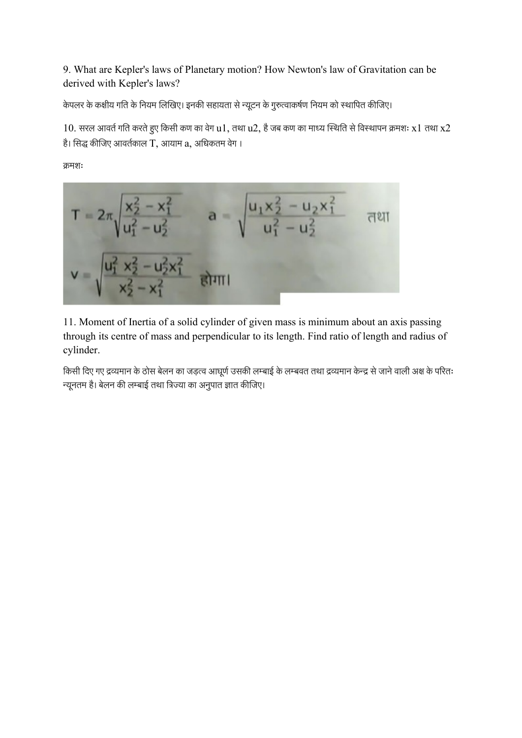9. What are Kepler's laws of Planetary motion? How Newton's law of Gravitation can be derived with Kepler's laws?

केपलर के कक्षीय गति के नियम लिखिए। इनकी सहायता से न्यूटन के गुरुत्वाकर्षण नियम को स्थापित कीजिए।

10. सरल आवर्त गति करते हुए किसी कण का वेग $u_1$, तथा $u_2$, है जब कण का माध्य स्थिति से विस्थापन क्रमशः $x_1$ तथा $x_2$ है। सिद्ध कीजिए आवर्तकाल T, आयाम a, अधिकतम वेग ।

क्रमशः

$$T = 2\pi\sqrt{\frac{x_2^2 - x_1^2}{u_1^2 - u_2^2}} \qquad a = \sqrt{\frac{u_1 x_2^2 - u_2 x_1^2}{u_1^2 - u_2^2}}$$ तथा

$$v = \sqrt{\frac{u_1^2 x_2^2 - u_2^2 x_1^2}{x_2^2 - x_1^2}}$$ होगा।

11. Moment of Inertia of a solid cylinder of given mass is minimum about an axis passing through its centre of mass and perpendicular to its length. Find ratio of length and radius of cylinder.

किसी दिए गए द्रव्यमान के ठोस बेलन का जड़त्व आघूर्ण उसकी लम्बाई के लम्बवत तथा द्रव्यमान केन्द्र से जाने वाली अक्ष के परितः न्यूनतम है। बेलन की लम्बाई तथा त्रिज्या का अनुपात ज्ञात कीजिए।